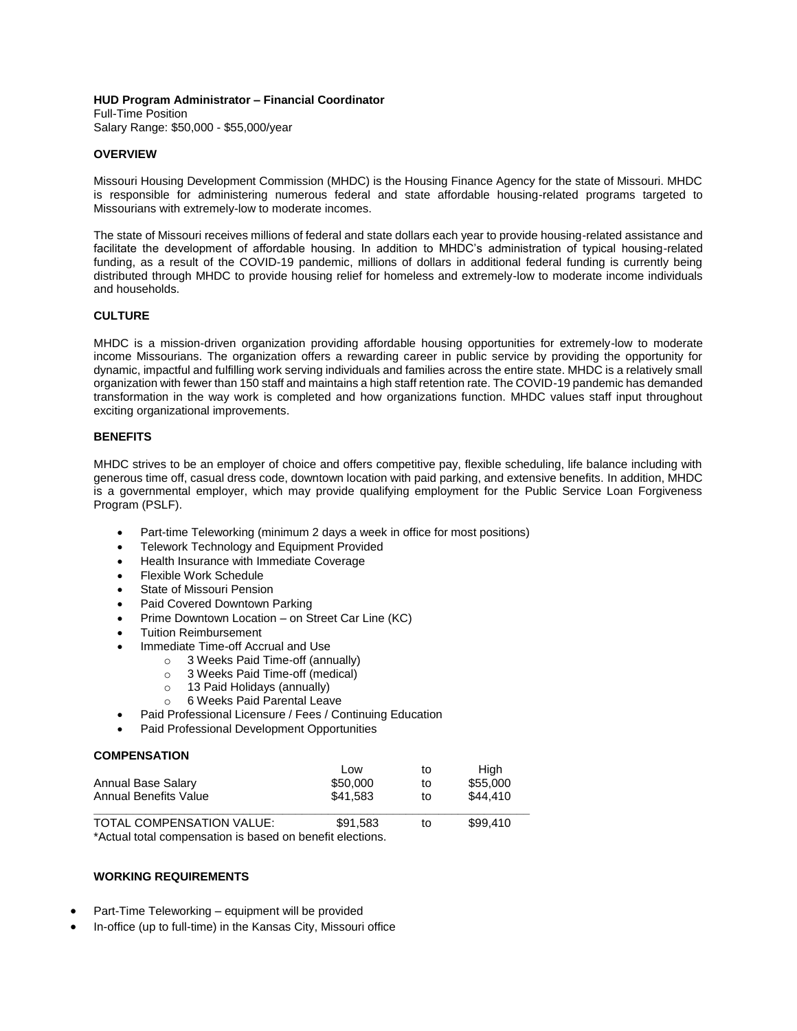**HUD Program Administrator – Financial Coordinator**
Full-Time Position
Salary Range: $50,000 - $55,000/year

**OVERVIEW**

Missouri Housing Development Commission (MHDC) is the Housing Finance Agency for the state of Missouri. MHDC is responsible for administering numerous federal and state affordable housing-related programs targeted to Missourians with extremely-low to moderate incomes.

The state of Missouri receives millions of federal and state dollars each year to provide housing-related assistance and facilitate the development of affordable housing. In addition to MHDC's administration of typical housing-related funding, as a result of the COVID-19 pandemic, millions of dollars in additional federal funding is currently being distributed through MHDC to provide housing relief for homeless and extremely-low to moderate income individuals and households.

**CULTURE**

MHDC is a mission-driven organization providing affordable housing opportunities for extremely-low to moderate income Missourians. The organization offers a rewarding career in public service by providing the opportunity for dynamic, impactful and fulfilling work serving individuals and families across the entire state. MHDC is a relatively small organization with fewer than 150 staff and maintains a high staff retention rate. The COVID-19 pandemic has demanded transformation in the way work is completed and how organizations function. MHDC values staff input throughout exciting organizational improvements.

**BENEFITS**

MHDC strives to be an employer of choice and offers competitive pay, flexible scheduling, life balance including with generous time off, casual dress code, downtown location with paid parking, and extensive benefits. In addition, MHDC is a governmental employer, which may provide qualifying employment for the Public Service Loan Forgiveness Program (PSLF).

- Part-time Teleworking (minimum 2 days a week in office for most positions)
- Telework Technology and Equipment Provided
- Health Insurance with Immediate Coverage
- Flexible Work Schedule
- State of Missouri Pension
- Paid Covered Downtown Parking
- Prime Downtown Location – on Street Car Line (KC)
- Tuition Reimbursement
- Immediate Time-off Accrual and Use
  - 3 Weeks Paid Time-off (annually)
  - 3 Weeks Paid Time-off (medical)
  - 13 Paid Holidays (annually)
  - 6 Weeks Paid Parental Leave
- Paid Professional Licensure / Fees / Continuing Education
- Paid Professional Development Opportunities

**COMPENSATION**

| | Low | to | High |
|---|---|---|---|
| Annual Base Salary | $50,000 | to | $55,000 |
| Annual Benefits Value | $41,583 | to | $44,410 |
| TOTAL COMPENSATION VALUE: | $91,583 | to | $99,410 |

*Actual total compensation is based on benefit elections.

**WORKING REQUIREMENTS**

- Part-Time Teleworking – equipment will be provided
- In-office (up to full-time) in the Kansas City, Missouri office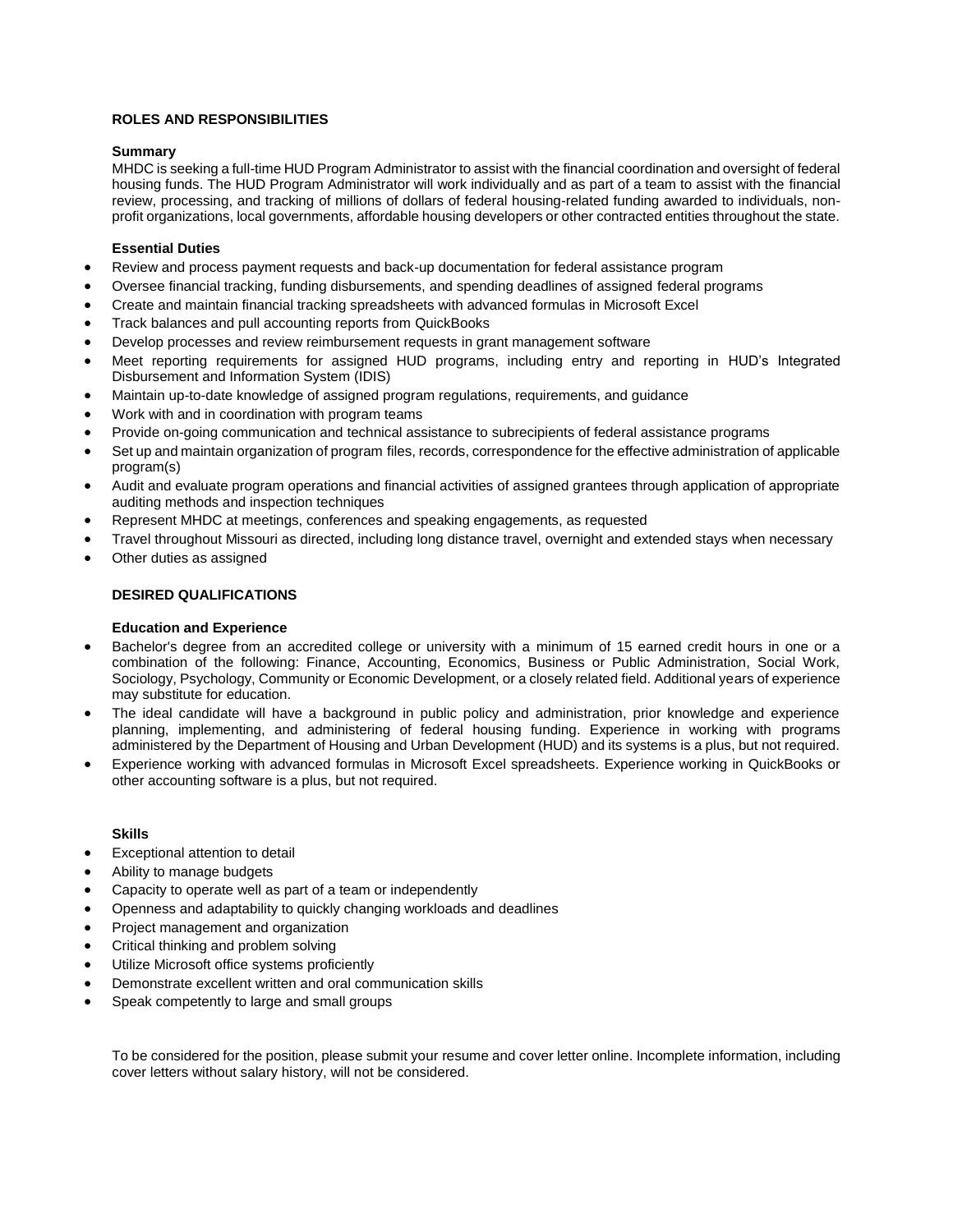## ROLES AND RESPONSIBILITIES

### Summary

MHDC is seeking a full-time HUD Program Administrator to assist with the financial coordination and oversight of federal housing funds. The HUD Program Administrator will work individually and as part of a team to assist with the financial review, processing, and tracking of millions of dollars of federal housing-related funding awarded to individuals, non-profit organizations, local governments, affordable housing developers or other contracted entities throughout the state.

### Essential Duties

- Review and process payment requests and back-up documentation for federal assistance program
- Oversee financial tracking, funding disbursements, and spending deadlines of assigned federal programs
- Create and maintain financial tracking spreadsheets with advanced formulas in Microsoft Excel
- Track balances and pull accounting reports from QuickBooks
- Develop processes and review reimbursement requests in grant management software
- Meet reporting requirements for assigned HUD programs, including entry and reporting in HUD's Integrated Disbursement and Information System (IDIS)
- Maintain up-to-date knowledge of assigned program regulations, requirements, and guidance
- Work with and in coordination with program teams
- Provide on-going communication and technical assistance to subrecipients of federal assistance programs
- Set up and maintain organization of program files, records, correspondence for the effective administration of applicable program(s)
- Audit and evaluate program operations and financial activities of assigned grantees through application of appropriate auditing methods and inspection techniques
- Represent MHDC at meetings, conferences and speaking engagements, as requested
- Travel throughout Missouri as directed, including long distance travel, overnight and extended stays when necessary
- Other duties as assigned

## DESIRED QUALIFICATIONS

### Education and Experience

- Bachelor's degree from an accredited college or university with a minimum of 15 earned credit hours in one or a combination of the following: Finance, Accounting, Economics, Business or Public Administration, Social Work, Sociology, Psychology, Community or Economic Development, or a closely related field. Additional years of experience may substitute for education.
- The ideal candidate will have a background in public policy and administration, prior knowledge and experience planning, implementing, and administering of federal housing funding. Experience in working with programs administered by the Department of Housing and Urban Development (HUD) and its systems is a plus, but not required.
- Experience working with advanced formulas in Microsoft Excel spreadsheets. Experience working in QuickBooks or other accounting software is a plus, but not required.

### Skills

- Exceptional attention to detail
- Ability to manage budgets
- Capacity to operate well as part of a team or independently
- Openness and adaptability to quickly changing workloads and deadlines
- Project management and organization
- Critical thinking and problem solving
- Utilize Microsoft office systems proficiently
- Demonstrate excellent written and oral communication skills
- Speak competently to large and small groups

To be considered for the position, please submit your resume and cover letter online. Incomplete information, including cover letters without salary history, will not be considered.